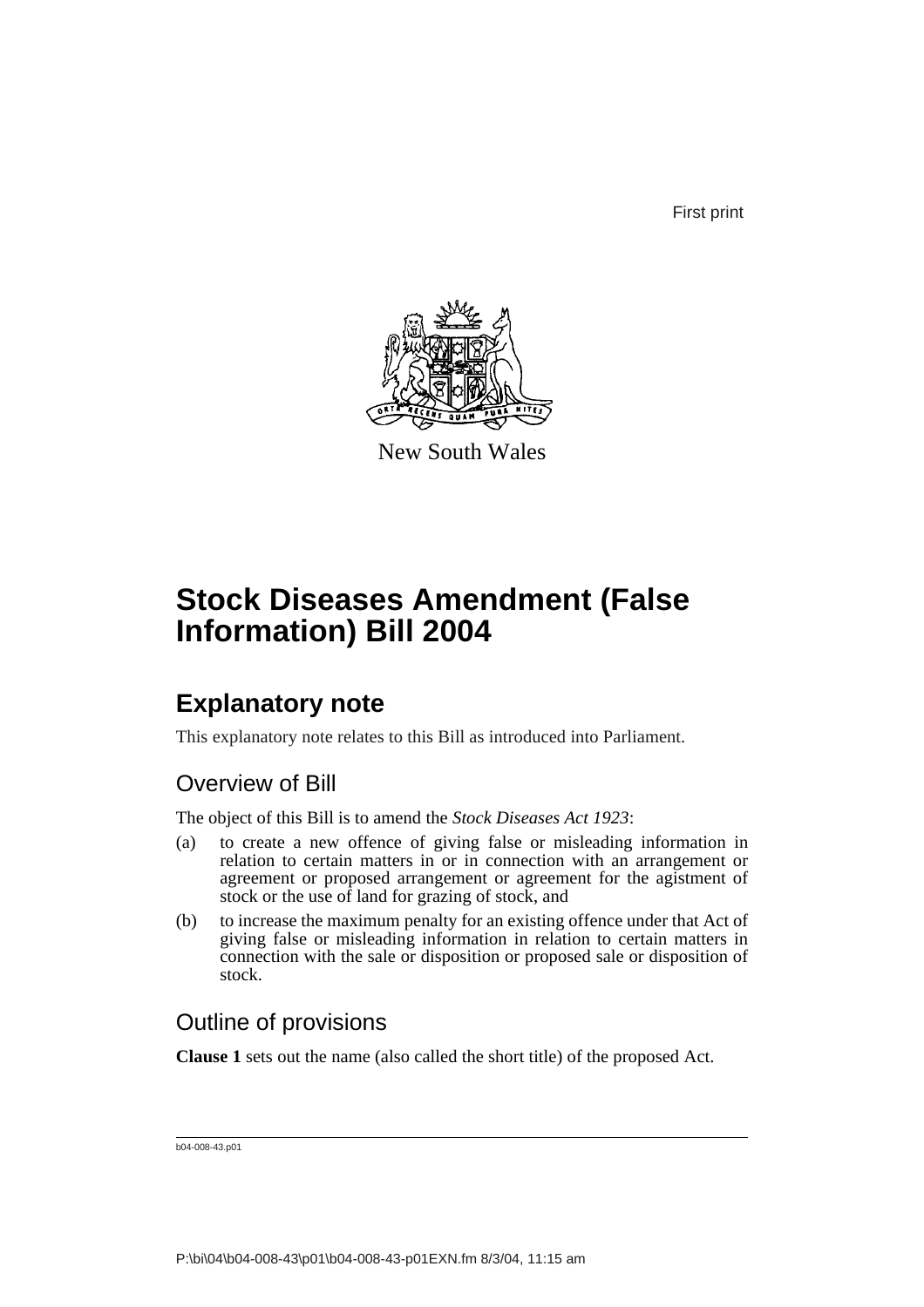First print

New South Wales

# Stock Diseases Amendment (False Information) Bill 2004

## Explanatory note

This explanatory note relates to this Bill as introduced into Parliament.

### Overview of Bill

The object of this Bill is to amend the *Stock Diseases Act 1923*:

(a) to create a new offence of giving false or misleading information in relation to certain matters in or in connection with an arrangement or agreement or proposed arrangement or agreement for the agistment of stock or the use of land for grazing of stock, and

(b) to increase the maximum penalty for an existing offence under that Act of giving false or misleading information in relation to certain matters in connection with the sale or disposition or proposed sale or disposition of stock.

### Outline of provisions

**Clause 1** sets out the name (also called the short title) of the proposed Act.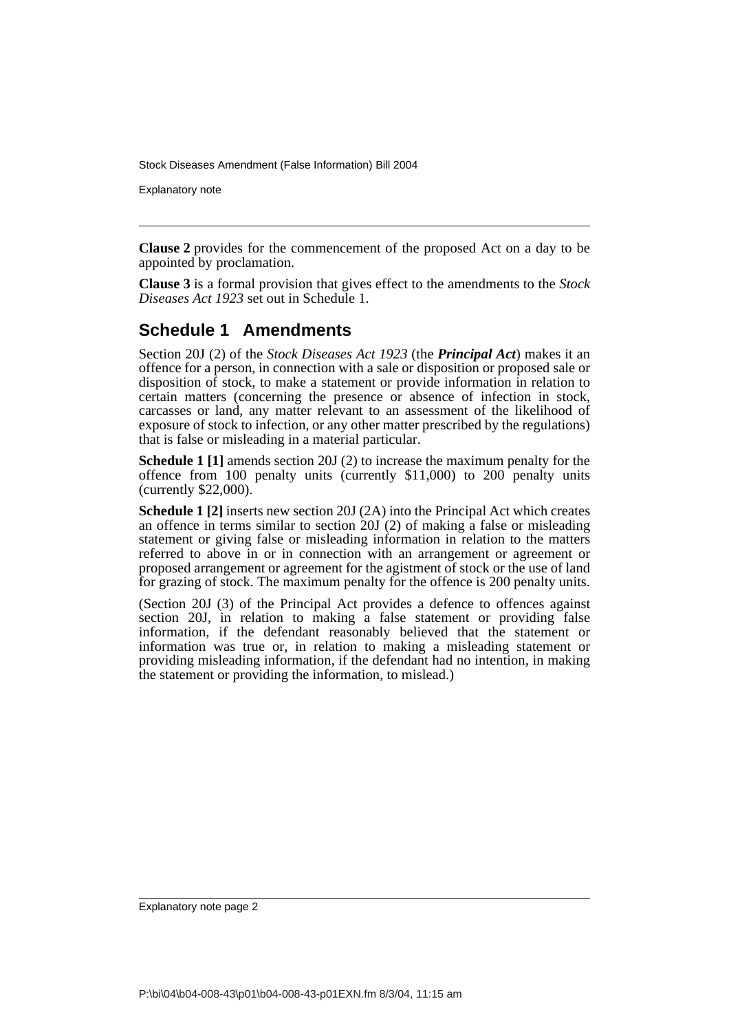**Clause 2** provides for the commencement of the proposed Act on a day to be appointed by proclamation.

**Clause 3** is a formal provision that gives effect to the amendments to the *Stock Diseases Act 1923* set out in Schedule 1.

## Schedule 1 Amendments

Section 20J (2) of the *Stock Diseases Act 1923* (the ***Principal Act***) makes it an offence for a person, in connection with a sale or disposition or proposed sale or disposition of stock, to make a statement or provide information in relation to certain matters (concerning the presence or absence of infection in stock, carcasses or land, any matter relevant to an assessment of the likelihood of exposure of stock to infection, or any other matter prescribed by the regulations) that is false or misleading in a material particular.

**Schedule 1 [1]** amends section 20J (2) to increase the maximum penalty for the offence from 100 penalty units (currently $11,000) to 200 penalty units (currently $22,000).

**Schedule 1 [2]** inserts new section 20J (2A) into the Principal Act which creates an offence in terms similar to section 20J (2) of making a false or misleading statement or giving false or misleading information in relation to the matters referred to above in or in connection with an arrangement or agreement or proposed arrangement or agreement for the agistment of stock or the use of land for grazing of stock. The maximum penalty for the offence is 200 penalty units.

(Section 20J (3) of the Principal Act provides a defence to offences against section 20J, in relation to making a false statement or providing false information, if the defendant reasonably believed that the statement or information was true or, in relation to making a misleading statement or providing misleading information, if the defendant had no intention, in making the statement or providing the information, to mislead.)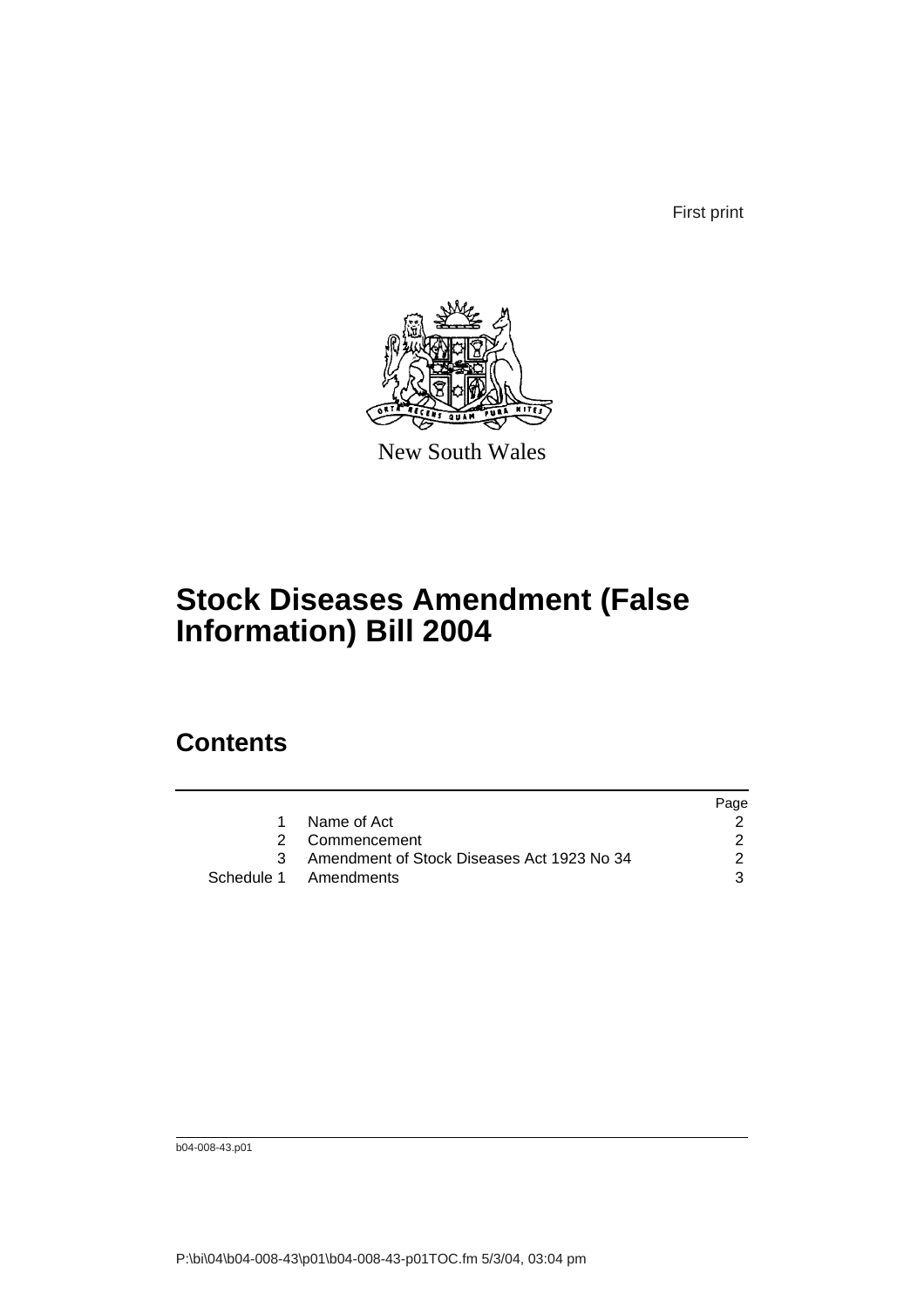First print

New South Wales

# Stock Diseases Amendment (False Information) Bill 2004

## Contents

| | | Page |
|---|---|---|
| 1 | Name of Act | 2 |
| 2 | Commencement | 2 |
| 3 | Amendment of Stock Diseases Act 1923 No 34 | 2 |
| Schedule 1 | Amendments | 3 |

b04-008-43.p01

P:\bi\04\b04-008-43\p01\b04-008-43-p01TOC.fm 5/3/04, 03:04 pm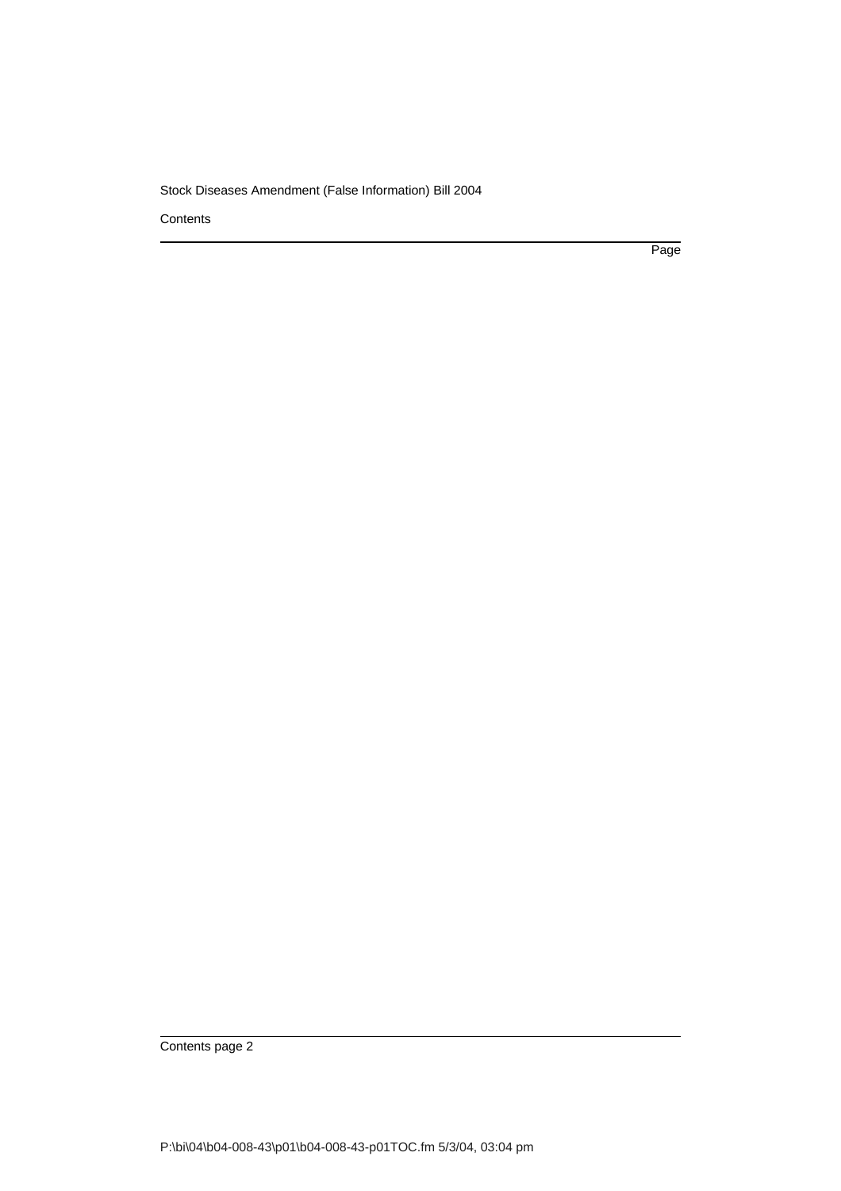Page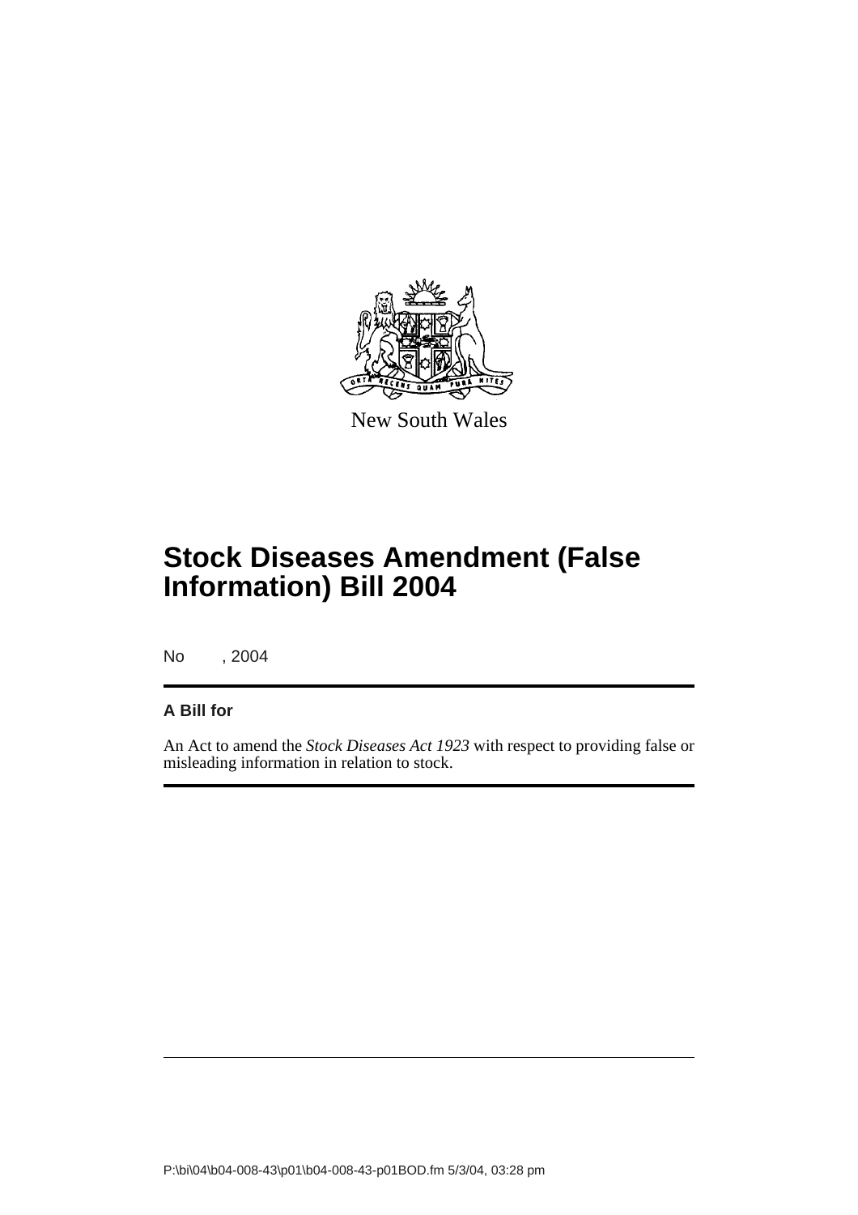New South Wales

# Stock Diseases Amendment (False Information) Bill 2004

No , 2004

**A Bill for**

An Act to amend the *Stock Diseases Act 1923* with respect to providing false or misleading information in relation to stock.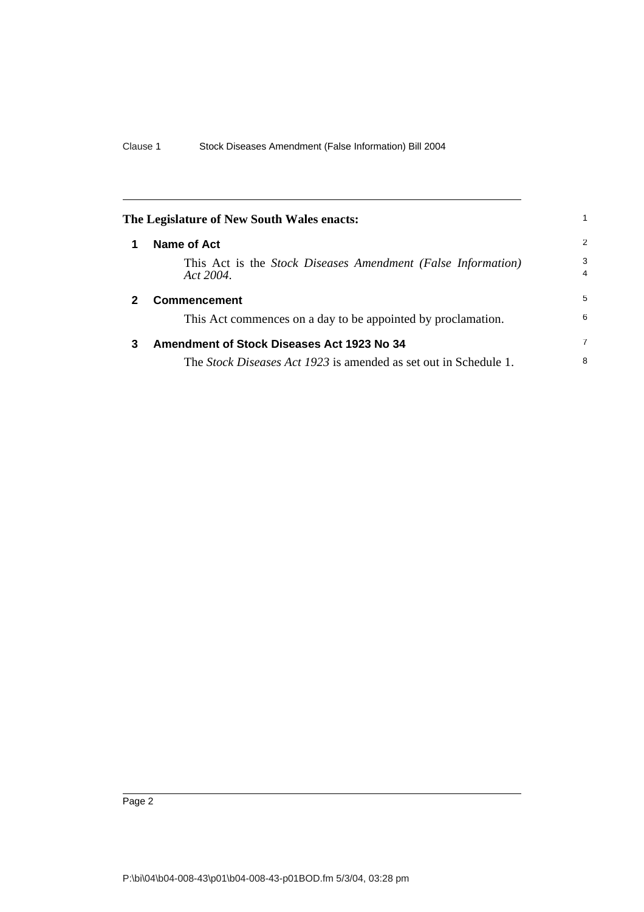**The Legislature of New South Wales enacts:**

## 1 Name of Act

This Act is the *Stock Diseases Amendment (False Information) Act 2004*.

## 2 Commencement

This Act commences on a day to be appointed by proclamation.

## 3 Amendment of Stock Diseases Act 1923 No 34

The *Stock Diseases Act 1923* is amended as set out in Schedule 1.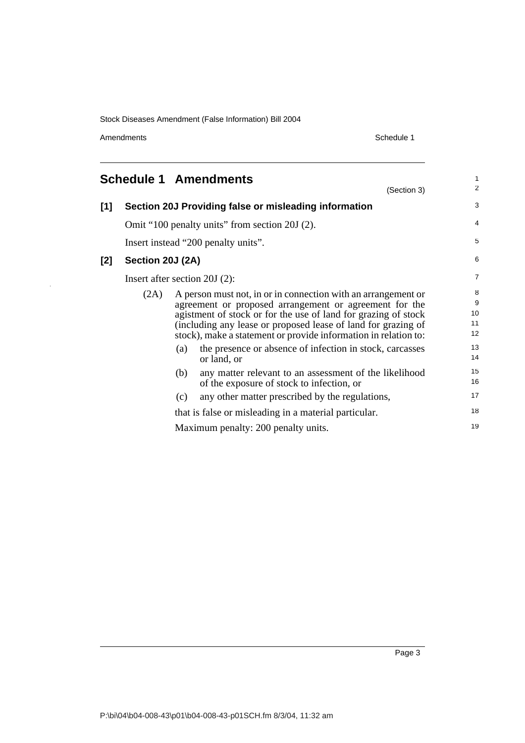## Schedule 1 Amendments

(Section 3)

### [1] Section 20J Providing false or misleading information

Omit "100 penalty units" from section 20J (2).

Insert instead "200 penalty units".

### [2] Section 20J (2A)

Insert after section 20J (2):

(2A) A person must not, in or in connection with an arrangement or agreement or proposed arrangement or agreement for the agistment of stock or for the use of land for grazing of stock (including any lease or proposed lease of land for grazing of stock), make a statement or provide information in relation to:

(a) the presence or absence of infection in stock, carcasses or land, or

(b) any matter relevant to an assessment of the likelihood of the exposure of stock to infection, or

(c) any other matter prescribed by the regulations,

that is false or misleading in a material particular.

Maximum penalty: 200 penalty units.